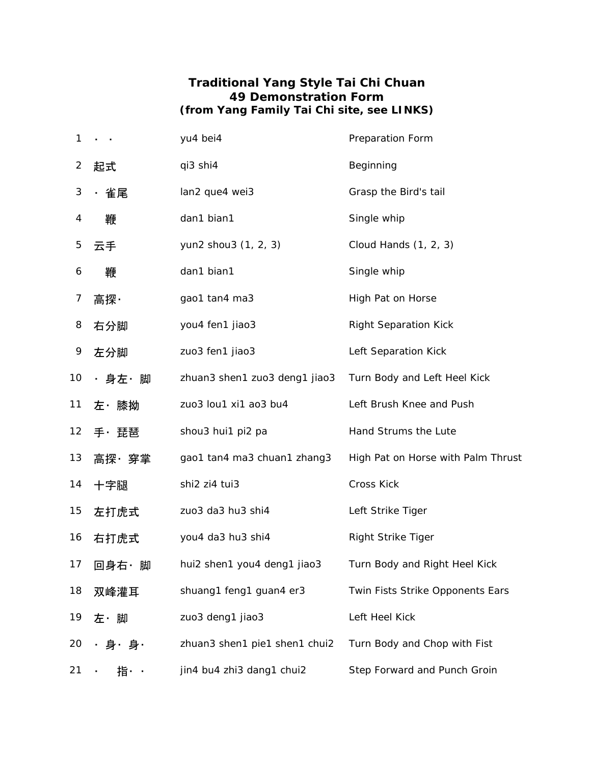**Traditional Yang Style Tai Chi Chuan**
**49 Demonstration Form**
**(from Yang Family Tai Chi site, see LINKS)**

| | | | |
|---|---|---|---|
| 1 | · · | yu4 bei4 | Preparation Form |
| 2 | 起式 | qi3 shi4 | Beginning |
| 3 | · 雀尾 | lan2 que4 wei3 | Grasp the Bird's tail |
| 4 | 鞭 | dan1 bian1 | Single whip |
| 5 | 云手 | yun2 shou3 (1, 2, 3) | Cloud Hands (1, 2, 3) |
| 6 | 鞭 | dan1 bian1 | Single whip |
| 7 | 高探· | gao1 tan4 ma3 | High Pat on Horse |
| 8 | 右分脚 | you4 fen1 jiao3 | Right Separation Kick |
| 9 | 左分脚 | zuo3 fen1 jiao3 | Left Separation Kick |
| 10 | · 身左· 脚 | zhuan3 shen1 zuo3 deng1 jiao3 | Turn Body and Left Heel Kick |
| 11 | 左· 膝拗 | zuo3 lou1 xi1 ao3 bu4 | Left Brush Knee and Push |
| 12 | 手· 琵琶 | shou3 hui1 pi2 pa | Hand Strums the Lute |
| 13 | 高探· 穿掌 | gao1 tan4 ma3 chuan1 zhang3 | High Pat on Horse with Palm Thrust |
| 14 | 十字腿 | shi2 zi4 tui3 | Cross Kick |
| 15 | 左打虎式 | zuo3 da3 hu3 shi4 | Left Strike Tiger |
| 16 | 右打虎式 | you4 da3 hu3 shi4 | Right Strike Tiger |
| 17 | 回身右· 脚 | hui2 shen1 you4 deng1 jiao3 | Turn Body and Right Heel Kick |
| 18 | 双峰灌耳 | shuang1 feng1 guan4 er3 | Twin Fists Strike Opponents Ears |
| 19 | 左· 脚 | zuo3 deng1 jiao3 | Left Heel Kick |
| 20 | · 身· 身· | zhuan3 shen1 pie1 shen1 chui2 | Turn Body and Chop with Fist |
| 21 | · 指· · | jin4 bu4 zhi3 dang1 chui2 | Step Forward and Punch Groin |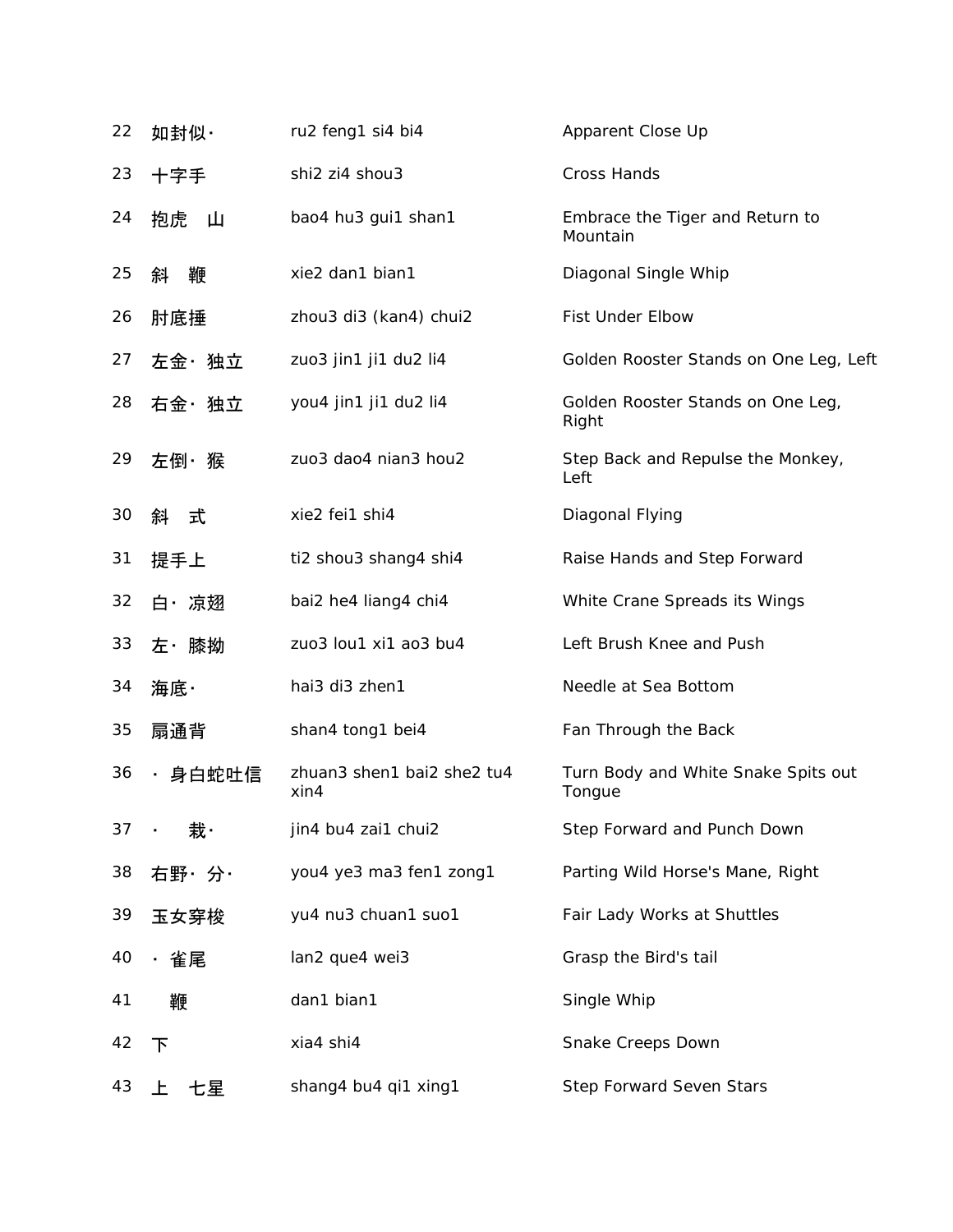| | | | |
|---|---|---|---|
| 22 | 如封似· | ru2 feng1 si4 bi4 | Apparent Close Up |
| 23 | 十字手 | shi2 zi4 shou3 | Cross Hands |
| 24 | 抱虎 山 | bao4 hu3 gui1 shan1 | Embrace the Tiger and Return to Mountain |
| 25 | 斜 鞭 | xie2 dan1 bian1 | Diagonal Single Whip |
| 26 | 肘底捶 | zhou3 di3 (kan4) chui2 | Fist Under Elbow |
| 27 | 左金· 独立 | zuo3 jin1 ji1 du2 li4 | Golden Rooster Stands on One Leg, Left |
| 28 | 右金· 独立 | you4 jin1 ji1 du2 li4 | Golden Rooster Stands on One Leg, Right |
| 29 | 左倒· 猴 | zuo3 dao4 nian3 hou2 | Step Back and Repulse the Monkey, Left |
| 30 | 斜 式 | xie2 fei1 shi4 | Diagonal Flying |
| 31 | 提手上 | ti2 shou3 shang4 shi4 | Raise Hands and Step Forward |
| 32 | 白· 凉翅 | bai2 he4 liang4 chi4 | White Crane Spreads its Wings |
| 33 | 左· 膝拗 | zuo3 lou1 xi1 ao3 bu4 | Left Brush Knee and Push |
| 34 | 海底· | hai3 di3 zhen1 | Needle at Sea Bottom |
| 35 | 扇通背 | shan4 tong1 bei4 | Fan Through the Back |
| 36 | · 身白蛇吐信 | zhuan3 shen1 bai2 she2 tu4 xin4 | Turn Body and White Snake Spits out Tongue |
| 37 | · 栽· | jin4 bu4 zai1 chui2 | Step Forward and Punch Down |
| 38 | 右野· 分· | you4 ye3 ma3 fen1 zong1 | Parting Wild Horse's Mane, Right |
| 39 | 玉女穿梭 | yu4 nu3 chuan1 suo1 | Fair Lady Works at Shuttles |
| 40 | · 雀尾 | lan2 que4 wei3 | Grasp the Bird's tail |
| 41 | 鞭 | dan1 bian1 | Single Whip |
| 42 | 下 | xia4 shi4 | Snake Creeps Down |
| 43 | 上 七星 | shang4 bu4 qi1 xing1 | Step Forward Seven Stars |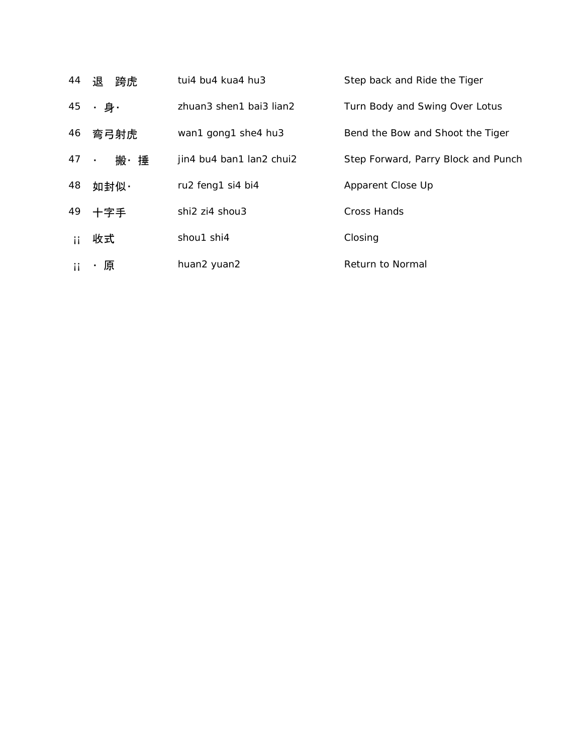| | | | |
|---|---|---|---|
| 44 | 退　跨虎 | tui4 bu4 kua4 hu3 | Step back and Ride the Tiger |
| 45 | · 身· | zhuan3 shen1 bai3 lian2 | Turn Body and Swing Over Lotus |
| 46 | 弯弓射虎 | wan1 gong1 she4 hu3 | Bend the Bow and Shoot the Tiger |
| 47 | ·　搬· 捶 | jin4 bu4 ban1 lan2 chui2 | Step Forward, Parry Block and Punch |
| 48 | 如封似· | ru2 feng1 si4 bi4 | Apparent Close Up |
| 49 | 十字手 | shi2 zi4 shou3 | Cross Hands |
| ¡¡ | 收式 | shou1 shi4 | Closing |
| ¡¡ | · 原 | huan2 yuan2 | Return to Normal |